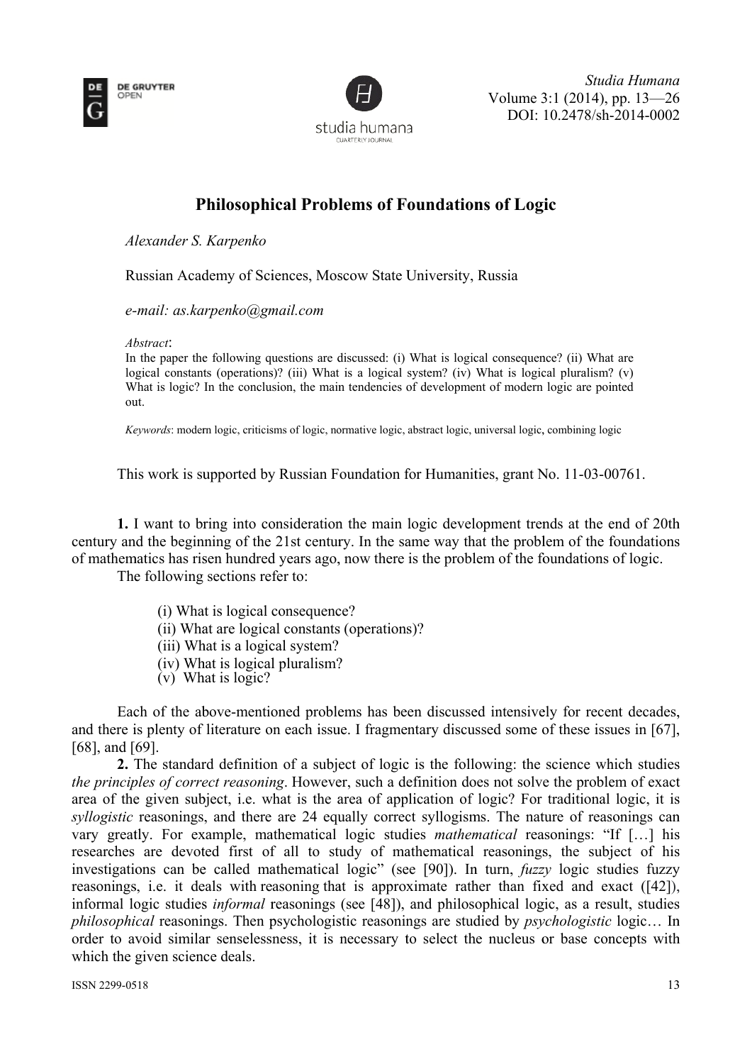# Philosophical Problems of Foundations of Logic

*Alexander S. Karpenko*

Russian Academy of Sciences, Moscow State University, Russia

*e-mail: as.karpenko@gmail.com*

*Abstract*:
In the paper the following questions are discussed: (i) What is logical consequence? (ii) What are logical constants (operations)? (iii) What is a logical system? (iv) What is logical pluralism? (v) What is logic? In the conclusion, the main tendencies of development of modern logic are pointed out.

*Keywords*: modern logic, criticisms of logic, normative logic, abstract logic, universal logic, combining logic

This work is supported by Russian Foundation for Humanities, grant No. 11-03-00761.

**1.** I want to bring into consideration the main logic development trends at the end of 20th century and the beginning of the 21st century. In the same way that the problem of the foundations of mathematics has risen hundred years ago, now there is the problem of the foundations of logic.

The following sections refer to:

(i) What is logical consequence?
(ii) What are logical constants (operations)?
(iii) What is a logical system?
(iv) What is logical pluralism?
(v) What is logic?

Each of the above-mentioned problems has been discussed intensively for recent decades, and there is plenty of literature on each issue. I fragmentary discussed some of these issues in [67], [68], and [69].

**2.** The standard definition of a subject of logic is the following: the science which studies *the principles of correct reasoning*. However, such a definition does not solve the problem of exact area of the given subject, i.e. what is the area of application of logic? For traditional logic, it is *syllogistic* reasonings, and there are 24 equally correct syllogisms. The nature of reasonings can vary greatly. For example, mathematical logic studies *mathematical* reasonings: "If […] his researches are devoted first of all to study of mathematical reasonings, the subject of his investigations can be called mathematical logic" (see [90]). In turn, *fuzzy* logic studies fuzzy reasonings, i.e. it deals with reasoning that is approximate rather than fixed and exact ([42]), informal logic studies *informal* reasonings (see [48]), and philosophical logic, as a result, studies *philosophical* reasonings. Then psychologistic reasonings are studied by *psychologistic* logic… In order to avoid similar senselessness, it is necessary to select the nucleus or base concepts with which the given science deals.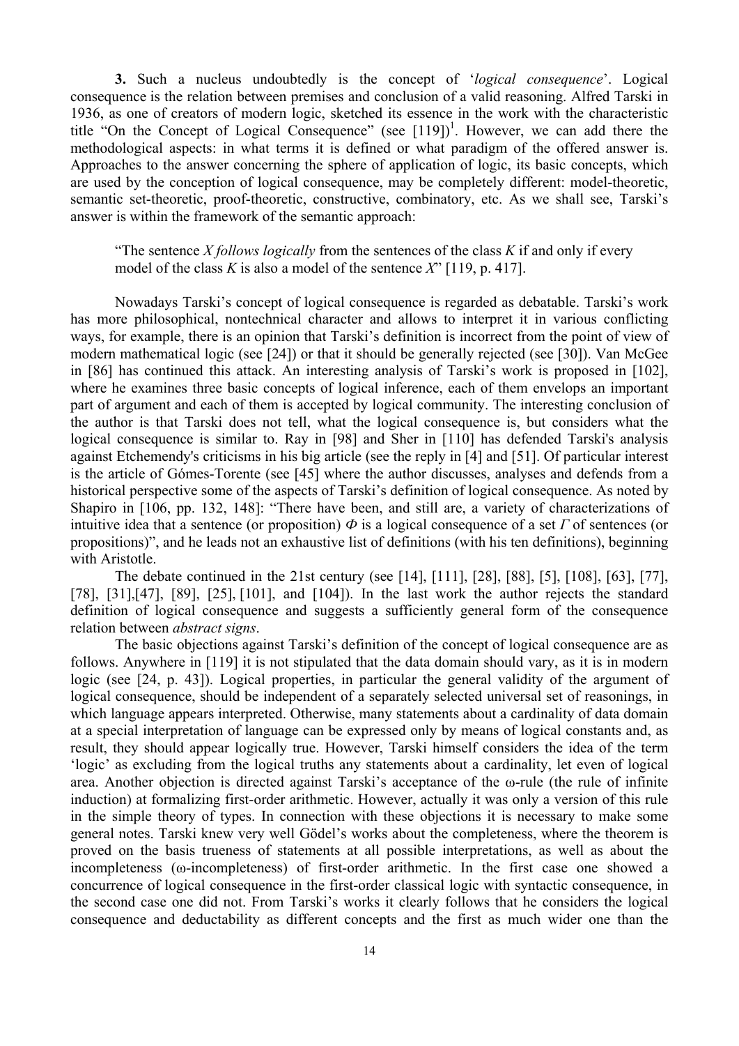**3.** Such a nucleus undoubtedly is the concept of '*logical consequence*'. Logical consequence is the relation between premises and conclusion of a valid reasoning. Alfred Tarski in 1936, as one of creators of modern logic, sketched its essence in the work with the characteristic title "On the Concept of Logical Consequence" (see [119])[1]. However, we can add there the methodological aspects: in what terms it is defined or what paradigm of the offered answer is. Approaches to the answer concerning the sphere of application of logic, its basic concepts, which are used by the conception of logical consequence, may be completely different: model-theoretic, semantic set-theoretic, proof-theoretic, constructive, combinatory, etc. As we shall see, Tarski's answer is within the framework of the semantic approach:

> "The sentence *X follows logically* from the sentences of the class *K* if and only if every model of the class *K* is also a model of the sentence *X*" [119, p. 417].

Nowadays Tarski's concept of logical consequence is regarded as debatable. Tarski's work has more philosophical, nontechnical character and allows to interpret it in various conflicting ways, for example, there is an opinion that Tarski's definition is incorrect from the point of view of modern mathematical logic (see [24]) or that it should be generally rejected (see [30]). Van McGee in [86] has continued this attack. An interesting analysis of Tarski's work is proposed in [102], where he examines three basic concepts of logical inference, each of them envelops an important part of argument and each of them is accepted by logical community. The interesting conclusion of the author is that Tarski does not tell, what the logical consequence is, but considers what the logical consequence is similar to. Ray in [98] and Sher in [110] has defended Tarski's analysis against Etchemendy's criticisms in his big article (see the reply in [4] and [51]. Of particular interest is the article of Gómes-Torente (see [45] where the author discusses, analyses and defends from a historical perspective some of the aspects of Tarski's definition of logical consequence. As noted by Shapiro in [106, pp. 132, 148]: "There have been, and still are, a variety of characterizations of intuitive idea that a sentence (or proposition) $\Phi$ is a logical consequence of a set $\Gamma$ of sentences (or propositions)", and he leads not an exhaustive list of definitions (with his ten definitions), beginning with Aristotle.

The debate continued in the 21st century (see [14], [111], [28], [88], [5], [108], [63], [77], [78], [31],[47], [89], [25], [101], and [104]). In the last work the author rejects the standard definition of logical consequence and suggests a sufficiently general form of the consequence relation between *abstract signs*.

The basic objections against Tarski's definition of the concept of logical consequence are as follows. Anywhere in [119] it is not stipulated that the data domain should vary, as it is in modern logic (see [24, p. 43]). Logical properties, in particular the general validity of the argument of logical consequence, should be independent of a separately selected universal set of reasonings, in which language appears interpreted. Otherwise, many statements about a cardinality of data domain at a special interpretation of language can be expressed only by means of logical constants and, as result, they should appear logically true. However, Tarski himself considers the idea of the term 'logic' as excluding from the logical truths any statements about a cardinality, let even of logical area. Another objection is directed against Tarski's acceptance of the ω-rule (the rule of infinite induction) at formalizing first-order arithmetic. However, actually it was only a version of this rule in the simple theory of types. In connection with these objections it is necessary to make some general notes. Tarski knew very well Gödel's works about the completeness, where the theorem is proved on the basis trueness of statements at all possible interpretations, as well as about the incompleteness (ω-incompleteness) of first-order arithmetic. In the first case one showed a concurrence of logical consequence in the first-order classical logic with syntactic consequence, in the second case one did not. From Tarski's works it clearly follows that he considers the logical consequence and deductability as different concepts and the first as much wider one than the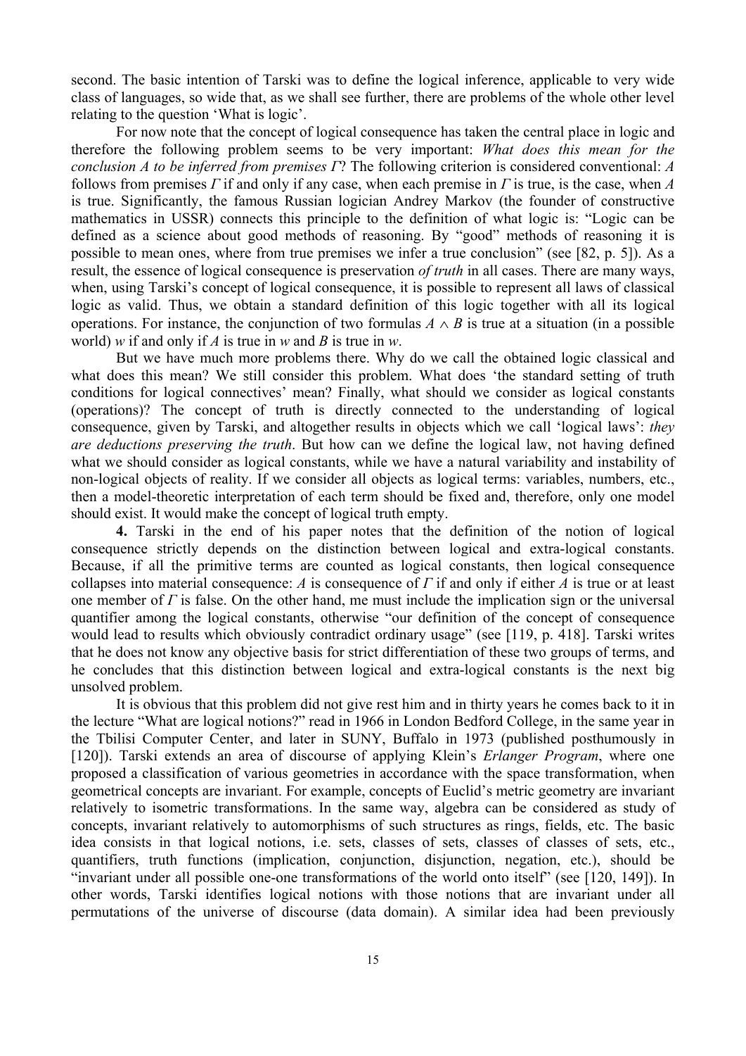second. The basic intention of Tarski was to define the logical inference, applicable to very wide class of languages, so wide that, as we shall see further, there are problems of the whole other level relating to the question 'What is logic'.

For now note that the concept of logical consequence has taken the central place in logic and therefore the following problem seems to be very important: *What does this mean for the conclusion A to be inferred from premises Γ*? The following criterion is considered conventional: $A$ follows from premises $\Gamma$ if and only if any case, when each premise in $\Gamma$ is true, is the case, when $A$ is true. Significantly, the famous Russian logician Andrey Markov (the founder of constructive mathematics in USSR) connects this principle to the definition of what logic is: "Logic can be defined as a science about good methods of reasoning. By "good" methods of reasoning it is possible to mean ones, where from true premises we infer a true conclusion" (see [82, p. 5]). As a result, the essence of logical consequence is preservation *of truth* in all cases. There are many ways, when, using Tarski's concept of logical consequence, it is possible to represent all laws of classical logic as valid. Thus, we obtain a standard definition of this logic together with all its logical operations. For instance, the conjunction of two formulas $A \wedge B$ is true at a situation (in a possible world) $w$ if and only if $A$ is true in $w$ and $B$ is true in $w$.

But we have much more problems there. Why do we call the obtained logic classical and what does this mean? We still consider this problem. What does 'the standard setting of truth conditions for logical connectives' mean? Finally, what should we consider as logical constants (operations)? The concept of truth is directly connected to the understanding of logical consequence, given by Tarski, and altogether results in objects which we call 'logical laws': *they are deductions preserving the truth*. But how can we define the logical law, not having defined what we should consider as logical constants, while we have a natural variability and instability of non-logical objects of reality. If we consider all objects as logical terms: variables, numbers, etc., then a model-theoretic interpretation of each term should be fixed and, therefore, only one model should exist. It would make the concept of logical truth empty.

**4.** Tarski in the end of his paper notes that the definition of the notion of logical consequence strictly depends on the distinction between logical and extra-logical constants. Because, if all the primitive terms are counted as logical constants, then logical consequence collapses into material consequence: $A$ is consequence of $\Gamma$ if and only if either $A$ is true or at least one member of $\Gamma$ is false. On the other hand, me must include the implication sign or the universal quantifier among the logical constants, otherwise "our definition of the concept of consequence would lead to results which obviously contradict ordinary usage" (see [119, p. 418]. Tarski writes that he does not know any objective basis for strict differentiation of these two groups of terms, and he concludes that this distinction between logical and extra-logical constants is the next big unsolved problem.

It is obvious that this problem did not give rest him and in thirty years he comes back to it in the lecture "What are logical notions?" read in 1966 in London Bedford College, in the same year in the Tbilisi Computer Center, and later in SUNY, Buffalo in 1973 (published posthumously in [120]). Tarski extends an area of discourse of applying Klein's *Erlanger Program*, where one proposed a classification of various geometries in accordance with the space transformation, when geometrical concepts are invariant. For example, concepts of Euclid's metric geometry are invariant relatively to isometric transformations. In the same way, algebra can be considered as study of concepts, invariant relatively to automorphisms of such structures as rings, fields, etc. The basic idea consists in that logical notions, i.e. sets, classes of sets, classes of classes of sets, etc., quantifiers, truth functions (implication, conjunction, disjunction, negation, etc.), should be "invariant under all possible one-one transformations of the world onto itself" (see [120, 149]). In other words, Tarski identifies logical notions with those notions that are invariant under all permutations of the universe of discourse (data domain). A similar idea had been previously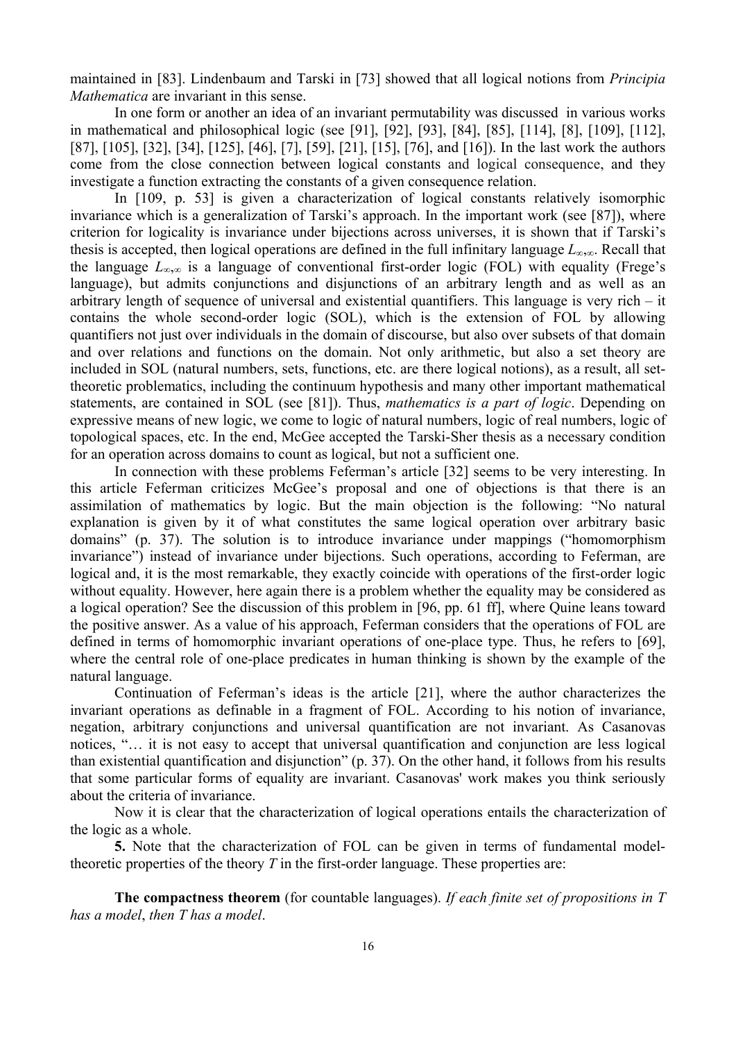maintained in [83]. Lindenbaum and Tarski in [73] showed that all logical notions from *Principia Mathematica* are invariant in this sense.

In one form or another an idea of an invariant permutability was discussed in various works in mathematical and philosophical logic (see [91], [92], [93], [84], [85], [114], [8], [109], [112], [87], [105], [32], [34], [125], [46], [7], [59], [21], [15], [76], and [16]). In the last work the authors come from the close connection between logical constants and logical consequence, and they investigate a function extracting the constants of a given consequence relation.

In [109, p. 53] is given a characterization of logical constants relatively isomorphic invariance which is a generalization of Tarski's approach. In the important work (see [87]), where criterion for logicality is invariance under bijections across universes, it is shown that if Tarski's thesis is accepted, then logical operations are defined in the full infinitary language $L_{\infty,\infty}$. Recall that the language $L_{\infty,\infty}$ is a language of conventional first-order logic (FOL) with equality (Frege's language), but admits conjunctions and disjunctions of an arbitrary length and as well as an arbitrary length of sequence of universal and existential quantifiers. This language is very rich – it contains the whole second-order logic (SOL), which is the extension of FOL by allowing quantifiers not just over individuals in the domain of discourse, but also over subsets of that domain and over relations and functions on the domain. Not only arithmetic, but also a set theory are included in SOL (natural numbers, sets, functions, etc. are there logical notions), as a result, all set-theoretic problematics, including the continuum hypothesis and many other important mathematical statements, are contained in SOL (see [81]). Thus, *mathematics is a part of logic*. Depending on expressive means of new logic, we come to logic of natural numbers, logic of real numbers, logic of topological spaces, etc. In the end, McGee accepted the Tarski-Sher thesis as a necessary condition for an operation across domains to count as logical, but not a sufficient one.

In connection with these problems Feferman's article [32] seems to be very interesting. In this article Feferman criticizes McGee's proposal and one of objections is that there is an assimilation of mathematics by logic. But the main objection is the following: "No natural explanation is given by it of what constitutes the same logical operation over arbitrary basic domains" (p. 37). The solution is to introduce invariance under mappings ("homomorphism invariance") instead of invariance under bijections. Such operations, according to Feferman, are logical and, it is the most remarkable, they exactly coincide with operations of the first-order logic without equality. However, here again there is a problem whether the equality may be considered as a logical operation? See the discussion of this problem in [96, pp. 61 ff], where Quine leans toward the positive answer. As a value of his approach, Feferman considers that the operations of FOL are defined in terms of homomorphic invariant operations of one-place type. Thus, he refers to [69], where the central role of one-place predicates in human thinking is shown by the example of the natural language.

Continuation of Feferman's ideas is the article [21], where the author characterizes the invariant operations as definable in a fragment of FOL. According to his notion of invariance, negation, arbitrary conjunctions and universal quantification are not invariant. As Casanovas notices, "… it is not easy to accept that universal quantification and conjunction are less logical than existential quantification and disjunction" (p. 37). On the other hand, it follows from his results that some particular forms of equality are invariant. Casanovas' work makes you think seriously about the criteria of invariance.

Now it is clear that the characterization of logical operations entails the characterization of the logic as a whole.

**5.** Note that the characterization of FOL can be given in terms of fundamental model-theoretic properties of the theory *T* in the first-order language. These properties are:

**The compactness theorem** (for countable languages). *If each finite set of propositions in T has a model*, *then T has a model*.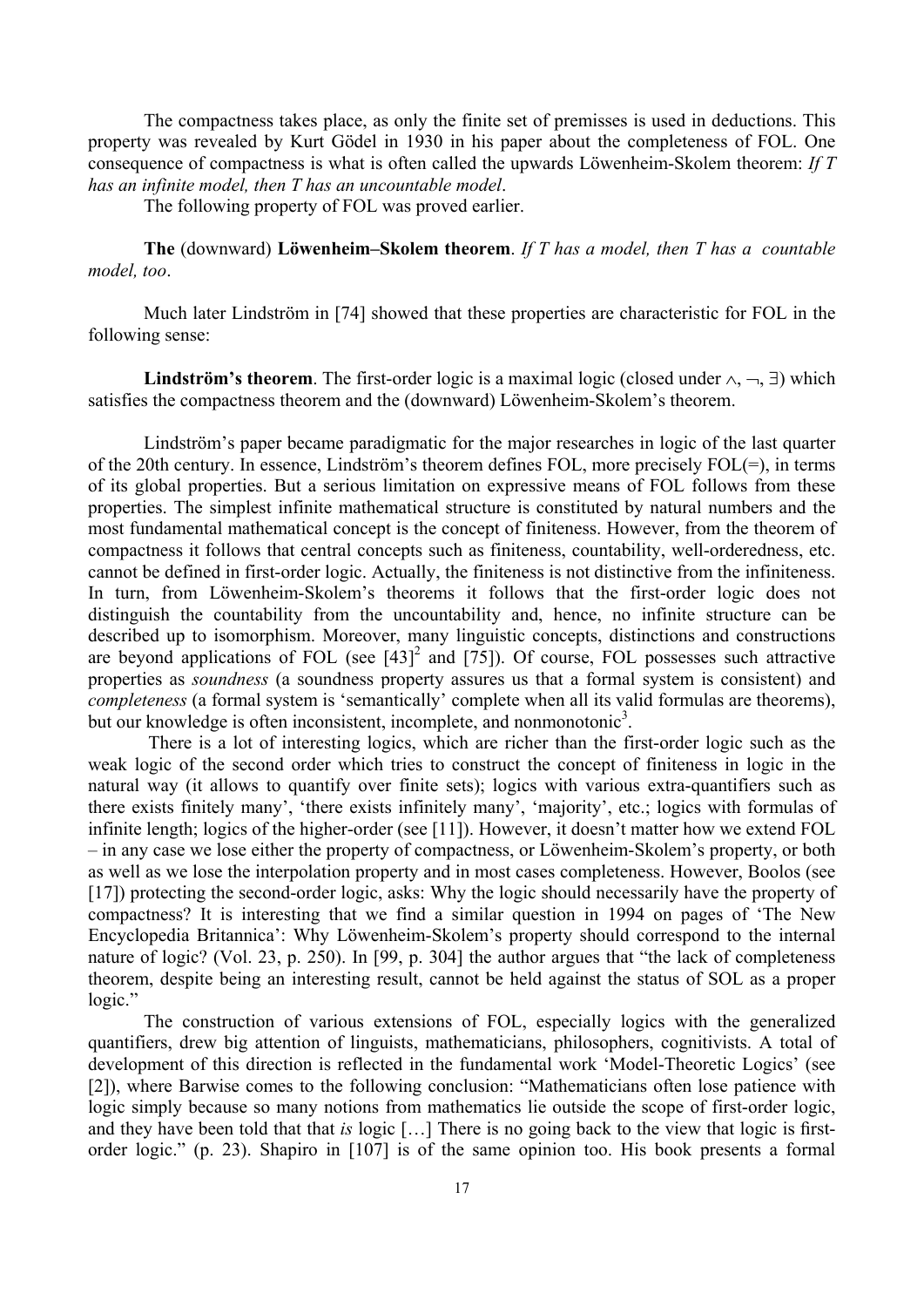The compactness takes place, as only the finite set of premisses is used in deductions. This property was revealed by Kurt Gödel in 1930 in his paper about the completeness of FOL. One consequence of compactness is what is often called the upwards Löwenheim-Skolem theorem: *If T has an infinite model, then T has an uncountable model*.

The following property of FOL was proved earlier.

**The** (downward) **Löwenheim–Skolem theorem**. *If T has a model, then T has a countable model, too*.

Much later Lindström in [74] showed that these properties are characteristic for FOL in the following sense:

**Lindström's theorem**. The first-order logic is a maximal logic (closed under $\wedge$, $\neg$, $\exists$) which satisfies the compactness theorem and the (downward) Löwenheim-Skolem's theorem.

Lindström's paper became paradigmatic for the major researches in logic of the last quarter of the 20th century. In essence, Lindström's theorem defines FOL, more precisely FOL(=), in terms of its global properties. But a serious limitation on expressive means of FOL follows from these properties. The simplest infinite mathematical structure is constituted by natural numbers and the most fundamental mathematical concept is the concept of finiteness. However, from the theorem of compactness it follows that central concepts such as finiteness, countability, well-orderedness, etc. cannot be defined in first-order logic. Actually, the finiteness is not distinctive from the infiniteness. In turn, from Löwenheim-Skolem's theorems it follows that the first-order logic does not distinguish the countability from the uncountability and, hence, no infinite structure can be described up to isomorphism. Moreover, many linguistic concepts, distinctions and constructions are beyond applications of FOL (see [43][2] and [75]). Of course, FOL possesses such attractive properties as *soundness* (a soundness property assures us that a formal system is consistent) and *completeness* (a formal system is 'semantically' complete when all its valid formulas are theorems), but our knowledge is often inconsistent, incomplete, and nonmonotonic[3].

There is a lot of interesting logics, which are richer than the first-order logic such as the weak logic of the second order which tries to construct the concept of finiteness in logic in the natural way (it allows to quantify over finite sets); logics with various extra-quantifiers such as there exists finitely many', 'there exists infinitely many', 'majority', etc.; logics with formulas of infinite length; logics of the higher-order (see [11]). However, it doesn't matter how we extend FOL – in any case we lose either the property of compactness, or Löwenheim-Skolem's property, or both as well as we lose the interpolation property and in most cases completeness. However, Boolos (see [17]) protecting the second-order logic, asks: Why the logic should necessarily have the property of compactness? It is interesting that we find a similar question in 1994 on pages of 'The New Encyclopedia Britannica': Why Löwenheim-Skolem's property should correspond to the internal nature of logic? (Vol. 23, p. 250). In [99, p. 304] the author argues that "the lack of completeness theorem, despite being an interesting result, cannot be held against the status of SOL as a proper logic."

The construction of various extensions of FOL, especially logics with the generalized quantifiers, drew big attention of linguists, mathematicians, philosophers, cognitivists. A total of development of this direction is reflected in the fundamental work 'Model-Theoretic Logics' (see [2]), where Barwise comes to the following conclusion: "Mathematicians often lose patience with logic simply because so many notions from mathematics lie outside the scope of first-order logic, and they have been told that that *is* logic […] There is no going back to the view that logic is first-order logic." (p. 23). Shapiro in [107] is of the same opinion too. His book presents a formal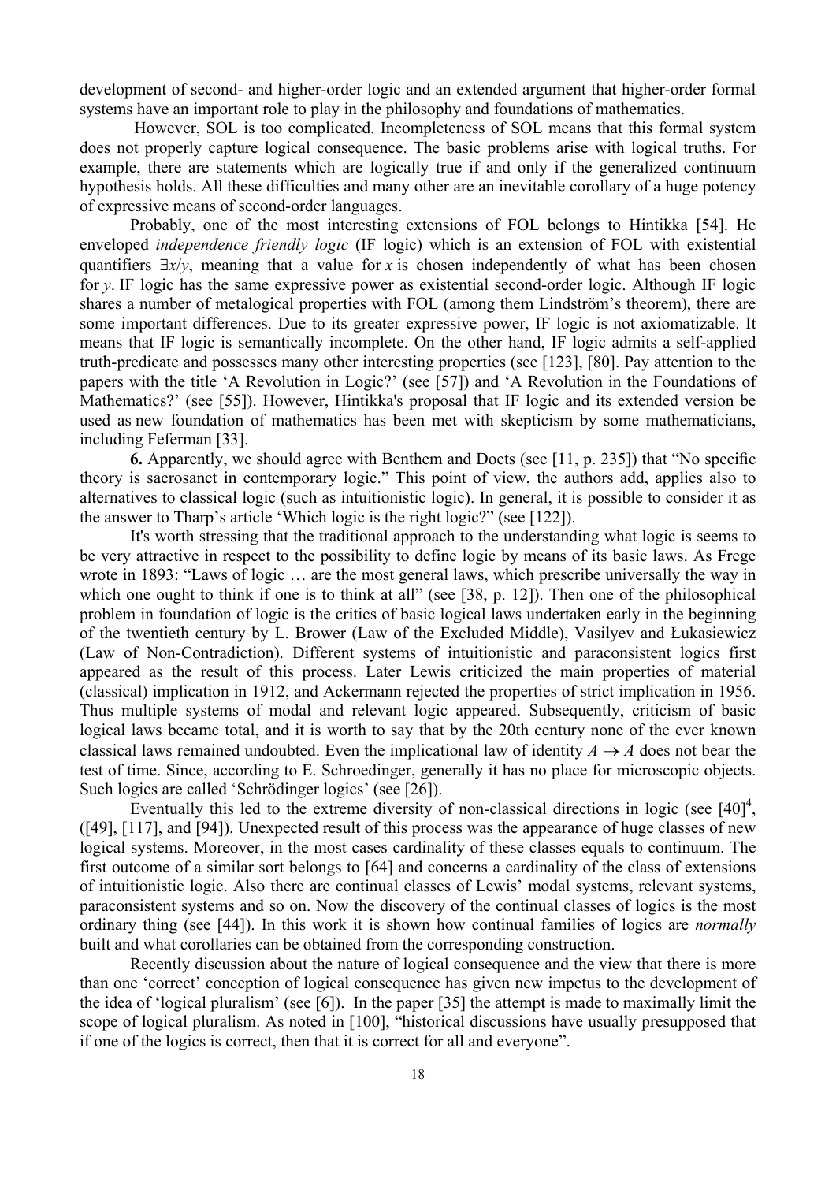development of second- and higher-order logic and an extended argument that higher-order formal systems have an important role to play in the philosophy and foundations of mathematics.

However, SOL is too complicated. Incompleteness of SOL means that this formal system does not properly capture logical consequence. The basic problems arise with logical truths. For example, there are statements which are logically true if and only if the generalized continuum hypothesis holds. All these difficulties and many other are an inevitable corollary of a huge potency of expressive means of second-order languages.

Probably, one of the most interesting extensions of FOL belongs to Hintikka [54]. He enveloped *independence friendly logic* (IF logic) which is an extension of FOL with existential quantifiers $\exists x/y$, meaning that a value for $x$ is chosen independently of what has been chosen for $y$. IF logic has the same expressive power as existential second-order logic. Although IF logic shares a number of metalogical properties with FOL (among them Lindström's theorem), there are some important differences. Due to its greater expressive power, IF logic is not axiomatizable. It means that IF logic is semantically incomplete. On the other hand, IF logic admits a self-applied truth-predicate and possesses many other interesting properties (see [123], [80]. Pay attention to the papers with the title 'A Revolution in Logic?' (see [57]) and 'A Revolution in the Foundations of Mathematics?' (see [55]). However, Hintikka's proposal that IF logic and its extended version be used as new foundation of mathematics has been met with skepticism by some mathematicians, including Feferman [33].

**6.** Apparently, we should agree with Benthem and Doets (see [11, p. 235]) that "No specific theory is sacrosanct in contemporary logic." This point of view, the authors add, applies also to alternatives to classical logic (such as intuitionistic logic). In general, it is possible to consider it as the answer to Tharp's article 'Which logic is the right logic?" (see [122]).

It's worth stressing that the traditional approach to the understanding what logic is seems to be very attractive in respect to the possibility to define logic by means of its basic laws. As Frege wrote in 1893: "Laws of logic … are the most general laws, which prescribe universally the way in which one ought to think if one is to think at all" (see [38, p. 12]). Then one of the philosophical problem in foundation of logic is the critics of basic logical laws undertaken early in the beginning of the twentieth century by L. Brower (Law of the Excluded Middle), Vasilyev and Łukasiewicz (Law of Non-Contradiction). Different systems of intuitionistic and paraconsistent logics first appeared as the result of this process. Later Lewis criticized the main properties of material (classical) implication in 1912, and Ackermann rejected the properties of strict implication in 1956. Thus multiple systems of modal and relevant logic appeared. Subsequently, criticism of basic logical laws became total, and it is worth to say that by the 20th century none of the ever known classical laws remained undoubted. Even the implicational law of identity $A \to A$ does not bear the test of time. Since, according to E. Schroedinger, generally it has no place for microscopic objects. Such logics are called 'Schrödinger logics' (see [26]).

Eventually this led to the extreme diversity of non-classical directions in logic (see [40][4], ([49], [117], and [94]). Unexpected result of this process was the appearance of huge classes of new logical systems. Moreover, in the most cases cardinality of these classes equals to continuum. The first outcome of a similar sort belongs to [64] and concerns a cardinality of the class of extensions of intuitionistic logic. Also there are continual classes of Lewis' modal systems, relevant systems, paraconsistent systems and so on. Now the discovery of the continual classes of logics is the most ordinary thing (see [44]). In this work it is shown how continual families of logics are *normally* built and what corollaries can be obtained from the corresponding construction.

Recently discussion about the nature of logical consequence and the view that there is more than one 'correct' conception of logical consequence has given new impetus to the development of the idea of 'logical pluralism' (see [6]). In the paper [35] the attempt is made to maximally limit the scope of logical pluralism. As noted in [100], "historical discussions have usually presupposed that if one of the logics is correct, then that it is correct for all and everyone".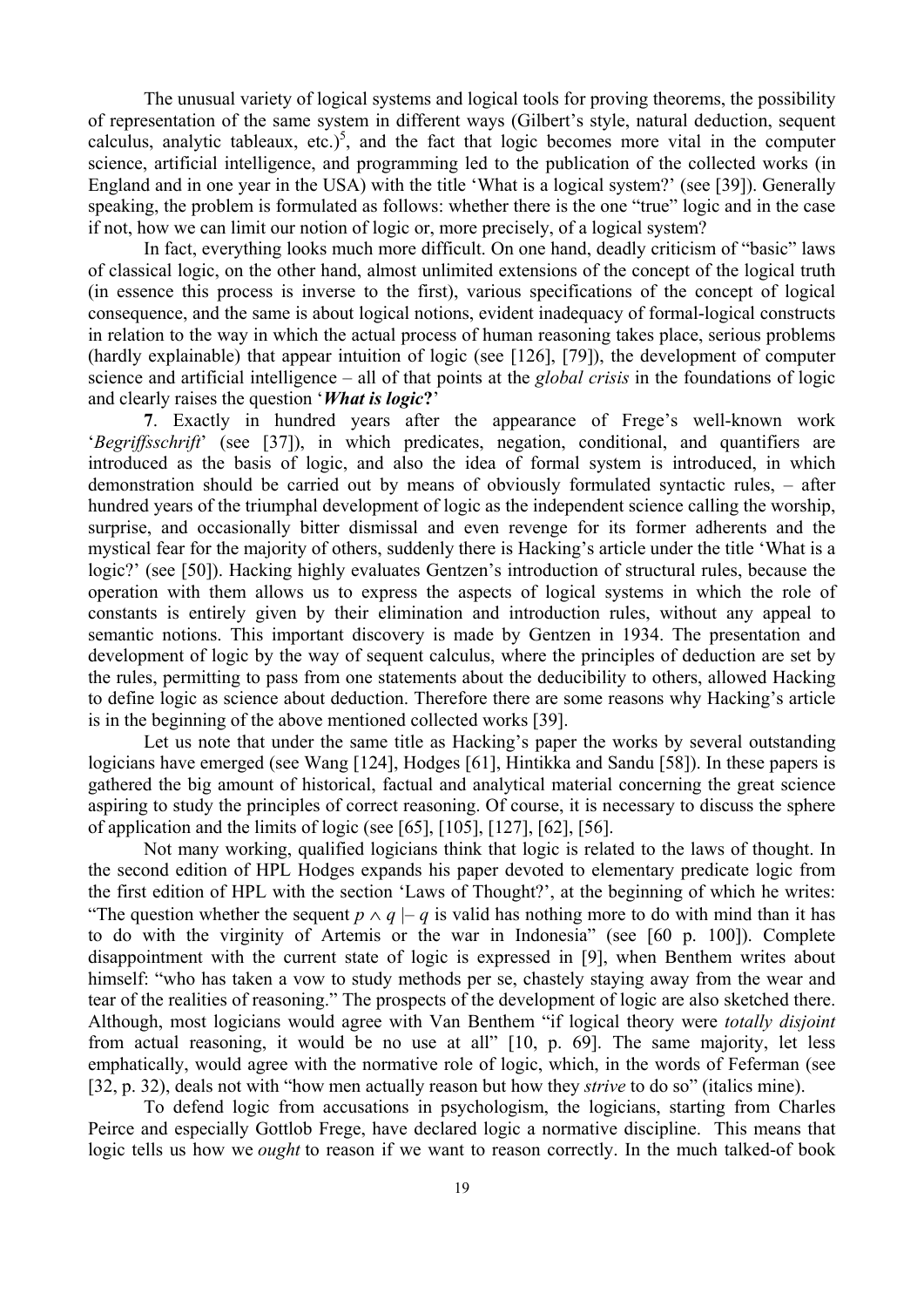The unusual variety of logical systems and logical tools for proving theorems, the possibility of representation of the same system in different ways (Gilbert's style, natural deduction, sequent calculus, analytic tableaux, etc.)[5], and the fact that logic becomes more vital in the computer science, artificial intelligence, and programming led to the publication of the collected works (in England and in one year in the USA) with the title 'What is a logical system?' (see [39]). Generally speaking, the problem is formulated as follows: whether there is the one "true" logic and in the case if not, how we can limit our notion of logic or, more precisely, of a logical system?

In fact, everything looks much more difficult. On one hand, deadly criticism of "basic" laws of classical logic, on the other hand, almost unlimited extensions of the concept of the logical truth (in essence this process is inverse to the first), various specifications of the concept of logical consequence, and the same is about logical notions, evident inadequacy of formal-logical constructs in relation to the way in which the actual process of human reasoning takes place, serious problems (hardly explainable) that appear intuition of logic (see [126], [79]), the development of computer science and artificial intelligence – all of that points at the *global crisis* in the foundations of logic and clearly raises the question '***What is logic?***'

**7**. Exactly in hundred years after the appearance of Frege's well-known work '*Begriffsschrift*' (see [37]), in which predicates, negation, conditional, and quantifiers are introduced as the basis of logic, and also the idea of formal system is introduced, in which demonstration should be carried out by means of obviously formulated syntactic rules, – after hundred years of the triumphal development of logic as the independent science calling the worship, surprise, and occasionally bitter dismissal and even revenge for its former adherents and the mystical fear for the majority of others, suddenly there is Hacking's article under the title 'What is a logic?' (see [50]). Hacking highly evaluates Gentzen's introduction of structural rules, because the operation with them allows us to express the aspects of logical systems in which the role of constants is entirely given by their elimination and introduction rules, without any appeal to semantic notions. This important discovery is made by Gentzen in 1934. The presentation and development of logic by the way of sequent calculus, where the principles of deduction are set by the rules, permitting to pass from one statements about the deducibility to others, allowed Hacking to define logic as science about deduction. Therefore there are some reasons why Hacking's article is in the beginning of the above mentioned collected works [39].

Let us note that under the same title as Hacking's paper the works by several outstanding logicians have emerged (see Wang [124], Hodges [61], Hintikka and Sandu [58]). In these papers is gathered the big amount of historical, factual and analytical material concerning the great science aspiring to study the principles of correct reasoning. Of course, it is necessary to discuss the sphere of application and the limits of logic (see [65], [105], [127], [62], [56].

Not many working, qualified logicians think that logic is related to the laws of thought. In the second edition of HPL Hodges expands his paper devoted to elementary predicate logic from the first edition of HPL with the section 'Laws of Thought?', at the beginning of which he writes: "The question whether the sequent $p \wedge q \vdash q$ is valid has nothing more to do with mind than it has to do with the virginity of Artemis or the war in Indonesia" (see [60 p. 100]). Complete disappointment with the current state of logic is expressed in [9], when Benthem writes about himself: "who has taken a vow to study methods per se, chastely staying away from the wear and tear of the realities of reasoning." The prospects of the development of logic are also sketched there. Although, most logicians would agree with Van Benthem "if logical theory were *totally disjoint* from actual reasoning, it would be no use at all" [10, p. 69]. The same majority, let less emphatically, would agree with the normative role of logic, which, in the words of Feferman (see [32, p. 32), deals not with "how men actually reason but how they *strive* to do so" (italics mine).

To defend logic from accusations in psychologism, the logicians, starting from Charles Peirce and especially Gottlob Frege, have declared logic a normative discipline. This means that logic tells us how we *ought* to reason if we want to reason correctly. In the much talked-of book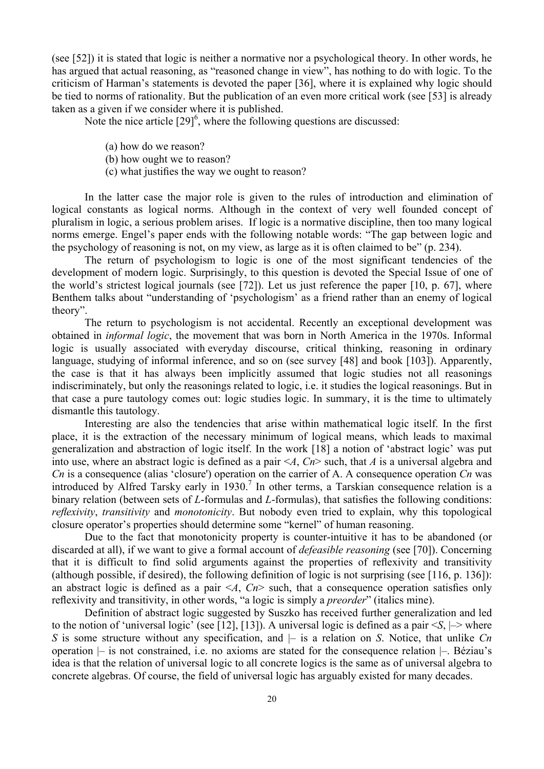(see [52]) it is stated that logic is neither a normative nor a psychological theory. In other words, he has argued that actual reasoning, as "reasoned change in view", has nothing to do with logic. To the criticism of Harman's statements is devoted the paper [36], where it is explained why logic should be tied to norms of rationality. But the publication of an even more critical work (see [53] is already taken as a given if we consider where it is published.

Note the nice article [29][6], where the following questions are discussed:

(a) how do we reason?
(b) how ought we to reason?
(c) what justifies the way we ought to reason?

In the latter case the major role is given to the rules of introduction and elimination of logical constants as logical norms. Although in the context of very well founded concept of pluralism in logic, a serious problem arises. If logic is a normative discipline, then too many logical norms emerge. Engel's paper ends with the following notable words: "The gap between logic and the psychology of reasoning is not, on my view, as large as it is often claimed to be" (p. 234).

The return of psychologism to logic is one of the most significant tendencies of the development of modern logic. Surprisingly, to this question is devoted the Special Issue of one of the world's strictest logical journals (see [72]). Let us just reference the paper [10, p. 67], where Benthem talks about "understanding of 'psychologism' as a friend rather than an enemy of logical theory".

The return to psychologism is not accidental. Recently an exceptional development was obtained in *informal logic*, the movement that was born in North America in the 1970s. Informal logic is usually associated with everyday discourse, critical thinking, reasoning in ordinary language, studying of informal inference, and so on (see survey [48] and book [103]). Apparently, the case is that it has always been implicitly assumed that logic studies not all reasonings indiscriminately, but only the reasonings related to logic, i.e. it studies the logical reasonings. But in that case a pure tautology comes out: logic studies logic. In summary, it is the time to ultimately dismantle this tautology.

Interesting are also the tendencies that arise within mathematical logic itself. In the first place, it is the extraction of the necessary minimum of logical means, which leads to maximal generalization and abstraction of logic itself. In the work [18] a notion of 'abstract logic' was put into use, where an abstract logic is defined as a pair $<A, Cn>$ such, that $A$ is a universal algebra and $Cn$ is a consequence (alias 'closure') operation on the carrier of A. A consequence operation $Cn$ was introduced by Alfred Tarsky early in 1930.[7] In other terms, a Tarskian consequence relation is a binary relation (between sets of $L$-formulas and $L$-formulas), that satisfies the following conditions: *reflexivity*, *transitivity* and *monotonicity*. But nobody even tried to explain, why this topological closure operator's properties should determine some "kernel" of human reasoning.

Due to the fact that monotonicity property is counter-intuitive it has to be abandoned (or discarded at all), if we want to give a formal account of *defeasible reasoning* (see [70]). Concerning that it is difficult to find solid arguments against the properties of reflexivity and transitivity (although possible, if desired), the following definition of logic is not surprising (see [116, p. 136]): an abstract logic is defined as a pair $<A, Cn>$ such, that a consequence operation satisfies only reflexivity and transitivity, in other words, "a logic is simply a *preorder*" (italics mine).

Definition of abstract logic suggested by Suszko has received further generalization and led to the notion of 'universal logic' (see [12], [13]). A universal logic is defined as a pair $<S, |\!-\!>$ where $S$ is some structure without any specification, and $|\!-$ is a relation on $S$. Notice, that unlike $Cn$ operation $|\!-$ is not constrained, i.e. no axioms are stated for the consequence relation $|\!-$. Béziau's idea is that the relation of universal logic to all concrete logics is the same as of universal algebra to concrete algebras. Of course, the field of universal logic has arguably existed for many decades.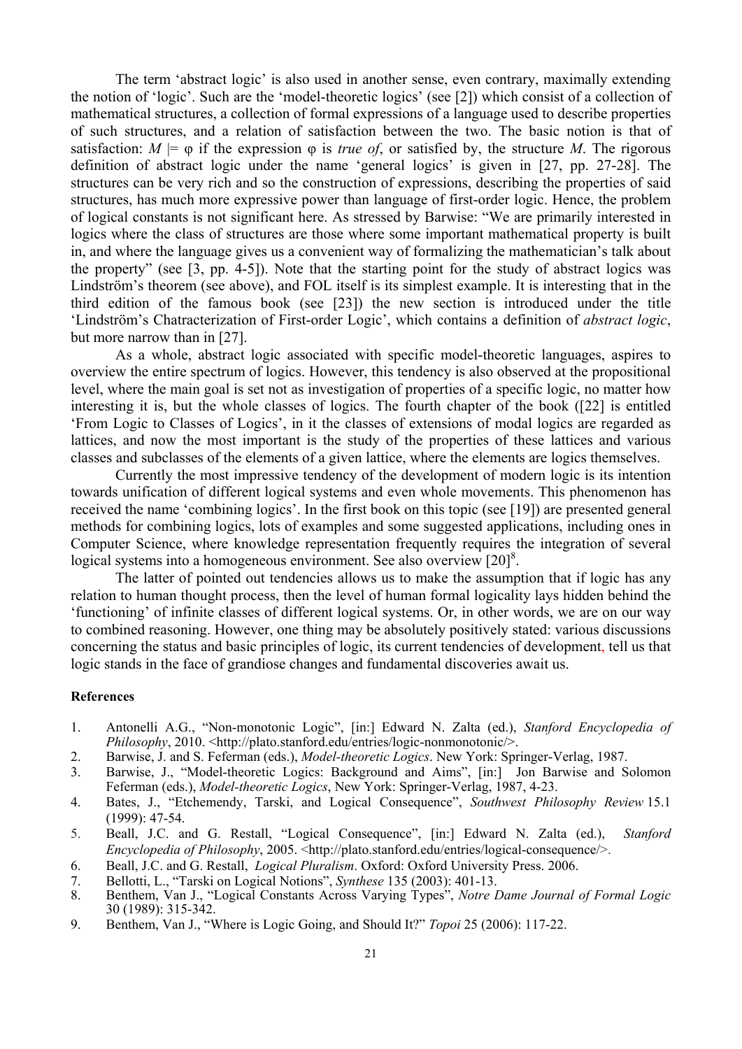The term 'abstract logic' is also used in another sense, even contrary, maximally extending the notion of 'logic'. Such are the 'model-theoretic logics' (see [2]) which consist of a collection of mathematical structures, a collection of formal expressions of a language used to describe properties of such structures, and a relation of satisfaction between the two. The basic notion is that of satisfaction: $M \models \varphi$ if the expression φ is *true of*, or satisfied by, the structure $M$. The rigorous definition of abstract logic under the name 'general logics' is given in [27, pp. 27-28]. The structures can be very rich and so the construction of expressions, describing the properties of said structures, has much more expressive power than language of first-order logic. Hence, the problem of logical constants is not significant here. As stressed by Barwise: "We are primarily interested in logics where the class of structures are those where some important mathematical property is built in, and where the language gives us a convenient way of formalizing the mathematician's talk about the property" (see [3, pp. 4-5]). Note that the starting point for the study of abstract logics was Lindström's theorem (see above), and FOL itself is its simplest example. It is interesting that in the third edition of the famous book (see [23]) the new section is introduced under the title 'Lindström's Chatracterization of First-order Logic', which contains a definition of *abstract logic*, but more narrow than in [27].

As a whole, abstract logic associated with specific model-theoretic languages, aspires to overview the entire spectrum of logics. However, this tendency is also observed at the propositional level, where the main goal is set not as investigation of properties of a specific logic, no matter how interesting it is, but the whole classes of logics. The fourth chapter of the book ([22] is entitled 'From Logic to Classes of Logics', in it the classes of extensions of modal logics are regarded as lattices, and now the most important is the study of the properties of these lattices and various classes and subclasses of the elements of a given lattice, where the elements are logics themselves.

Currently the most impressive tendency of the development of modern logic is its intention towards unification of different logical systems and even whole movements. This phenomenon has received the name 'combining logics'. In the first book on this topic (see [19]) are presented general methods for combining logics, lots of examples and some suggested applications, including ones in Computer Science, where knowledge representation frequently requires the integration of several logical systems into a homogeneous environment. See also overview [20][8].

The latter of pointed out tendencies allows us to make the assumption that if logic has any relation to human thought process, then the level of human formal logicality lays hidden behind the 'functioning' of infinite classes of different logical systems. Or, in other words, we are on our way to combined reasoning. However, one thing may be absolutely positively stated: various discussions concerning the status and basic principles of logic, its current tendencies of development, tell us that logic stands in the face of grandiose changes and fundamental discoveries await us.

**References**

1. Antonelli A.G., "Non-monotonic Logic", [in:] Edward N. Zalta (ed.), *Stanford Encyclopedia of Philosophy*, 2010. <http://plato.stanford.edu/entries/logic-nonmonotonic/>.
2. Barwise, J. and S. Feferman (eds.), *Model-theoretic Logics*. New York: Springer-Verlag, 1987.
3. Barwise, J., "Model-theoretic Logics: Background and Aims", [in:] Jon Barwise and Solomon Feferman (eds.), *Model-theoretic Logics*, New York: Springer-Verlag, 1987, 4-23.
4. Bates, J., "Etchemendy, Tarski, and Logical Consequence", *Southwest Philosophy Review* 15.1 (1999): 47-54.
5. Beall, J.C. and G. Restall, "Logical Consequence", [in:] Edward N. Zalta (ed.), *Stanford Encyclopedia of Philosophy*, 2005. <http://plato.stanford.edu/entries/logical-consequence/>.
6. Beall, J.C. and G. Restall, *Logical Pluralism*. Oxford: Oxford University Press. 2006.
7. Bellotti, L., "Tarski on Logical Notions", *Synthese* 135 (2003): 401-13.
8. Benthem, Van J., "Logical Constants Across Varying Types", *Notre Dame Journal of Formal Logic* 30 (1989): 315-342.
9. Benthem, Van J., "Where is Logic Going, and Should It?" *Topoi* 25 (2006): 117-22.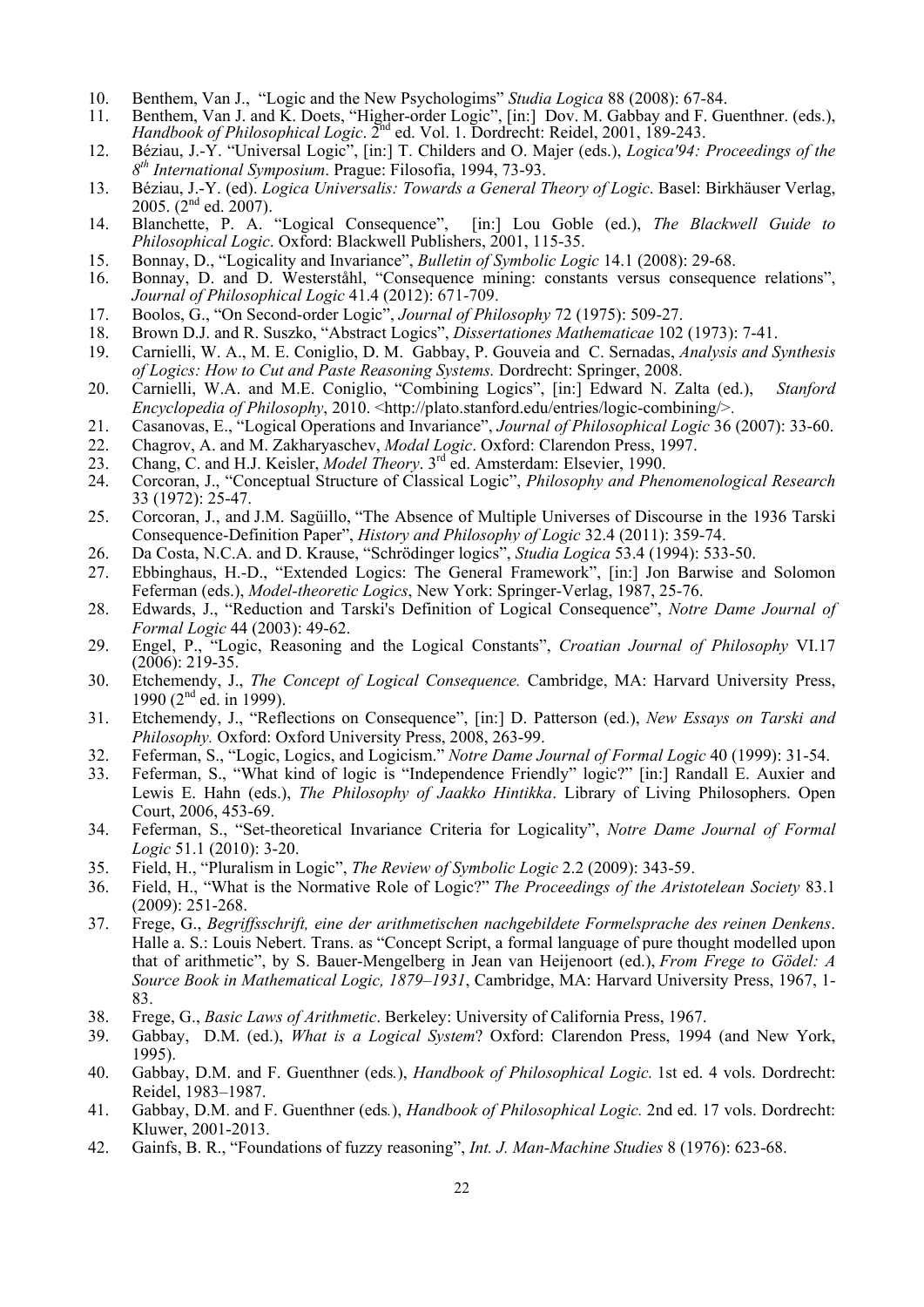10. Benthem, Van J., "Logic and the New Psychologims" *Studia Logica* 88 (2008): 67-84.
11. Benthem, Van J. and K. Doets, "Higher-order Logic", [in:] Dov. M. Gabbay and F. Guenthner. (eds.), *Handbook of Philosophical Logic*. 2nd ed. Vol. 1. Dordrecht: Reidel, 2001, 189-243.
12. Béziau, J.-Y. "Universal Logic", [in:] T. Childers and O. Majer (eds.), *Logica'94: Proceedings of the 8th International Symposium*. Prague: Filosofia, 1994, 73-93.
13. Béziau, J.-Y. (ed). *Logica Universalis: Towards a General Theory of Logic*. Basel: Birkhäuser Verlag, 2005. (2nd ed. 2007).
14. Blanchette, P. A. "Logical Consequence", [in:] Lou Goble (ed.), *The Blackwell Guide to Philosophical Logic*. Oxford: Blackwell Publishers, 2001, 115-35.
15. Bonnay, D., "Logicality and Invariance", *Bulletin of Symbolic Logic* 14.1 (2008): 29-68.
16. Bonnay, D. and D. Westerståhl, "Consequence mining: constants versus consequence relations", *Journal of Philosophical Logic* 41.4 (2012): 671-709.
17. Boolos, G., "On Second-order Logic", *Journal of Philosophy* 72 (1975): 509-27.
18. Brown D.J. and R. Suszko, "Abstract Logics", *Dissertationes Mathematicae* 102 (1973): 7-41.
19. Carnielli, W. A., M. E. Coniglio, D. M. Gabbay, P. Gouveia and C. Sernadas, *Analysis and Synthesis of Logics: How to Cut and Paste Reasoning Systems.* Dordrecht: Springer, 2008.
20. Carnielli, W.A. and M.E. Coniglio, "Combining Logics", [in:] Edward N. Zalta (ed.), *Stanford Encyclopedia of Philosophy*, 2010. <http://plato.stanford.edu/entries/logic-combining/>.
21. Casanovas, E., "Logical Operations and Invariance", *Journal of Philosophical Logic* 36 (2007): 33-60.
22. Chagrov, A. and M. Zakharyaschev, *Modal Logic*. Oxford: Clarendon Press, 1997.
23. Chang, C. and H.J. Keisler, *Model Theory*. 3rd ed. Amsterdam: Elsevier, 1990.
24. Corcoran, J., "Conceptual Structure of Classical Logic", *Philosophy and Phenomenological Research* 33 (1972): 25-47.
25. Corcoran, J., and J.M. Sagüillo, "The Absence of Multiple Universes of Discourse in the 1936 Tarski Consequence-Definition Paper", *History and Philosophy of Logic* 32.4 (2011): 359-74.
26. Da Costa, N.C.A. and D. Krause, "Schrödinger logics", *Studia Logica* 53.4 (1994): 533-50.
27. Ebbinghaus, H.-D., "Extended Logics: The General Framework", [in:] Jon Barwise and Solomon Feferman (eds.), *Model-theoretic Logics*, New York: Springer-Verlag, 1987, 25-76.
28. Edwards, J., "Reduction and Tarski's Definition of Logical Consequence", *Notre Dame Journal of Formal Logic* 44 (2003): 49-62.
29. Engel, P., "Logic, Reasoning and the Logical Constants", *Croatian Journal of Philosophy* VI.17 (2006): 219-35.
30. Etchemendy, J., *The Concept of Logical Consequence.* Cambridge, MA: Harvard University Press, 1990 (2nd ed. in 1999).
31. Etchemendy, J., "Reflections on Consequence", [in:] D. Patterson (ed.), *New Essays on Tarski and Philosophy.* Oxford: Oxford University Press, 2008, 263-99.
32. Feferman, S., "Logic, Logics, and Logicism." *Notre Dame Journal of Formal Logic* 40 (1999): 31-54.
33. Feferman, S., "What kind of logic is "Independence Friendly" logic?" [in:] Randall E. Auxier and Lewis E. Hahn (eds.), *The Philosophy of Jaakko Hintikka*. Library of Living Philosophers. Open Court, 2006, 453-69.
34. Feferman, S., "Set-theoretical Invariance Criteria for Logicality", *Notre Dame Journal of Formal Logic* 51.1 (2010): 3-20.
35. Field, H., "Pluralism in Logic", *The Review of Symbolic Logic* 2.2 (2009): 343-59.
36. Field, H., "What is the Normative Role of Logic?" *The Proceedings of the Aristotelean Society* 83.1 (2009): 251-268.
37. Frege, G., *Begriffsschrift, eine der arithmetischen nachgebildete Formelsprache des reinen Denkens*. Halle a. S.: Louis Nebert. Trans. as "Concept Script, a formal language of pure thought modelled upon that of arithmetic", by S. Bauer-Mengelberg in Jean van Heijenoort (ed.), *From Frege to Gödel: A Source Book in Mathematical Logic, 1879–1931*, Cambridge, MA: Harvard University Press, 1967, 1-83.
38. Frege, G., *Basic Laws of Arithmetic*. Berkeley: University of California Press, 1967.
39. Gabbay, D.M. (ed.), *What is a Logical System*? Oxford: Clarendon Press, 1994 (and New York, 1995).
40. Gabbay, D.M. and F. Guenthner (eds*.*), *Handbook of Philosophical Logic.* 1st ed. 4 vols. Dordrecht: Reidel, 1983–1987.
41. Gabbay, D.M. and F. Guenthner (eds*.*), *Handbook of Philosophical Logic.* 2nd ed. 17 vols. Dordrecht: Kluwer, 2001-2013.
42. Gainfs, B. R., "Foundations of fuzzy reasoning", *Int. J. Man-Machine Studies* 8 (1976): 623-68.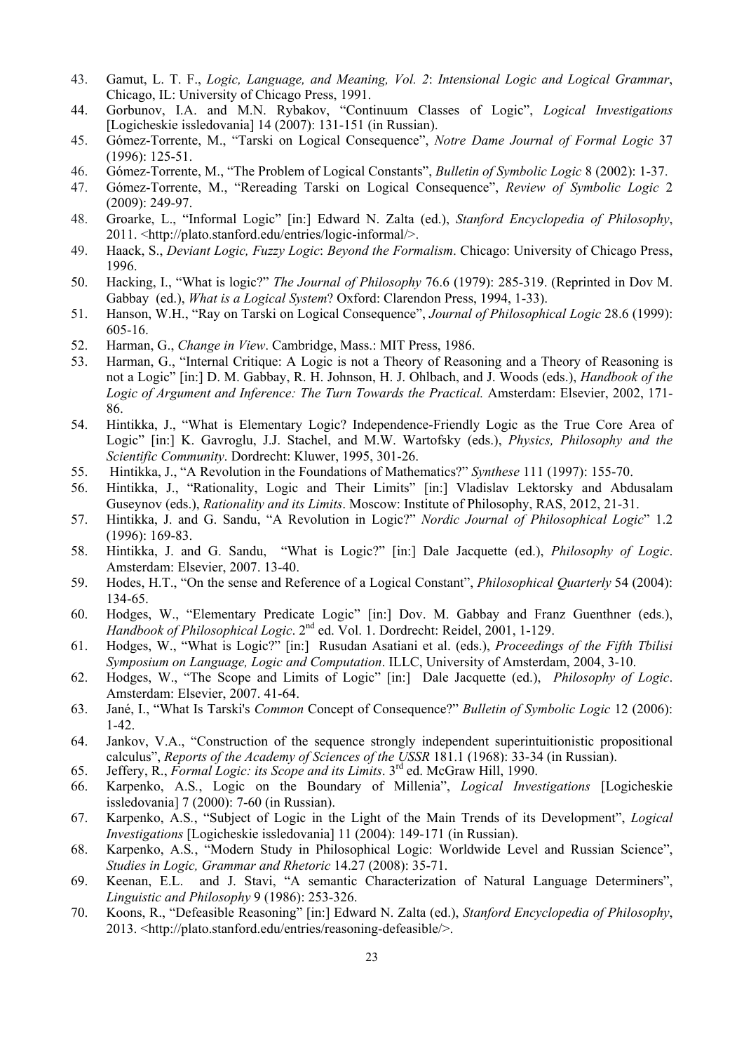43. Gamut, L. T. F., *Logic, Language, and Meaning, Vol. 2*: *Intensional Logic and Logical Grammar*, Chicago, IL: University of Chicago Press, 1991.
44. Gorbunov, I.A. and M.N. Rybakov, "Continuum Classes of Logic", *Logical Investigations* [Logicheskie issledovania] 14 (2007): 131-151 (in Russian).
45. Gómez-Torrente, M., "Tarski on Logical Consequence", *Notre Dame Journal of Formal Logic* 37 (1996): 125-51.
46. Gómez-Torrente, M., "The Problem of Logical Constants", *Bulletin of Symbolic Logic* 8 (2002): 1-37.
47. Gómez-Torrente, M., "Rereading Tarski on Logical Consequence", *Review of Symbolic Logic* 2 (2009): 249-97.
48. Groarke, L., "Informal Logic" [in:] Edward N. Zalta (ed.), *Stanford Encyclopedia of Philosophy*, 2011. <http://plato.stanford.edu/entries/logic-informal/>.
49. Haack, S., *Deviant Logic, Fuzzy Logic*: *Beyond the Formalism*. Chicago: University of Chicago Press, 1996.
50. Hacking, I., "What is logic?" *The Journal of Philosophy* 76.6 (1979): 285-319. (Reprinted in Dov M. Gabbay (ed.), *What is a Logical System*? Oxford: Clarendon Press, 1994, 1-33).
51. Hanson, W.H., "Ray on Tarski on Logical Consequence", *Journal of Philosophical Logic* 28.6 (1999): 605-16.
52. Harman, G., *Change in View*. Cambridge, Mass.: MIT Press, 1986.
53. Harman, G., "Internal Critique: A Logic is not a Theory of Reasoning and a Theory of Reasoning is not a Logic" [in:] D. M. Gabbay, R. H. Johnson, H. J. Ohlbach, and J. Woods (eds.), *Handbook of the Logic of Argument and Inference: The Turn Towards the Practical.* Amsterdam: Elsevier, 2002, 171-86.
54. Hintikka, J., "What is Elementary Logic? Independence-Friendly Logic as the True Core Area of Logic" [in:] K. Gavroglu, J.J. Stachel, and M.W. Wartofsky (eds.), *Physics, Philosophy and the Scientific Community*. Dordrecht: Kluwer, 1995, 301-26.
55. Hintikka, J., "A Revolution in the Foundations of Mathematics?" *Synthese* 111 (1997): 155-70.
56. Hintikka, J., "Rationality, Logic and Their Limits" [in:] Vladislav Lektorsky and Abdusalam Guseynov (eds.), *Rationality and its Limits*. Moscow: Institute of Philosophy, RAS, 2012, 21-31.
57. Hintikka, J. and G. Sandu, "A Revolution in Logic?" *Nordic Journal of Philosophical Logic*" 1.2 (1996): 169-83.
58. Hintikka, J. and G. Sandu, "What is Logic?" [in:] Dale Jacquette (ed.), *Philosophy of Logic*. Amsterdam: Elsevier, 2007. 13-40.
59. Hodes, H.T., "On the sense and Reference of a Logical Constant", *Philosophical Quarterly* 54 (2004): 134-65.
60. Hodges, W., "Elementary Predicate Logic" [in:] Dov. M. Gabbay and Franz Guenthner (eds.), *Handbook of Philosophical Logic*. 2nd ed. Vol. 1. Dordrecht: Reidel, 2001, 1-129.
61. Hodges, W., "What is Logic?" [in:] Rusudan Asatiani et al. (eds.), *Proceedings of the Fifth Tbilisi Symposium on Language, Logic and Computation*. ILLC, University of Amsterdam, 2004, 3-10.
62. Hodges, W., "The Scope and Limits of Logic" [in:] Dale Jacquette (ed.), *Philosophy of Logic*. Amsterdam: Elsevier, 2007. 41-64.
63. Jané, I., "What Is Tarski's *Common* Concept of Consequence?" *Bulletin of Symbolic Logic* 12 (2006): 1-42.
64. Jankov, V.A., "Construction of the sequence strongly independent superintuitionistic propositional calculus", *Reports of the Academy of Sciences of the USSR* 181.1 (1968): 33-34 (in Russian).
65. Jeffery, R., *Formal Logic: its Scope and its Limits*. 3rd ed. McGraw Hill, 1990.
66. Karpenko, A.S., Logic on the Boundary of Millenia", *Logical Investigations* [Logicheskie issledovania] 7 (2000): 7-60 (in Russian).
67. Karpenko, A.S., "Subject of Logic in the Light of the Main Trends of its Development", *Logical Investigations* [Logicheskie issledovania] 11 (2004): 149-171 (in Russian).
68. Karpenko, A.S., "Modern Study in Philosophical Logic: Worldwide Level and Russian Science", *Studies in Logic, Grammar and Rhetoric* 14.27 (2008): 35-71.
69. Keenan, E.L. and J. Stavi, "A semantic Characterization of Natural Language Determiners", *Linguistic and Philosophy* 9 (1986): 253-326.
70. Koons, R., "Defeasible Reasoning" [in:] Edward N. Zalta (ed.), *Stanford Encyclopedia of Philosophy*, 2013. <http://plato.stanford.edu/entries/reasoning-defeasible/>.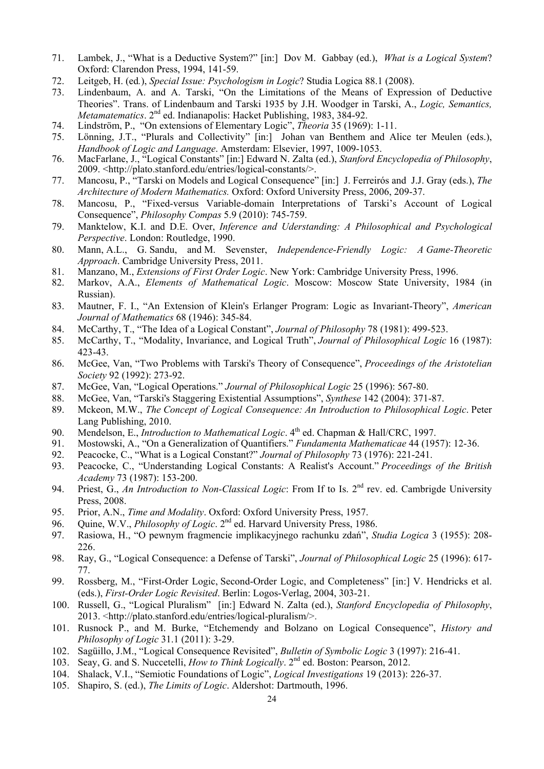71. Lambek, J., "What is a Deductive System?" [in:] Dov M. Gabbay (ed.), *What is a Logical System*? Oxford: Clarendon Press, 1994, 141-59.
72. Leitgeb, H. (ed.), *Special Issue: Psychologism in Logic*? Studia Logica 88.1 (2008).
73. Lindenbaum, A. and A. Tarski, "On the Limitations of the Means of Expression of Deductive Theories". Trans. of Lindenbaum and Tarski 1935 by J.H. Woodger in Tarski, A., *Logic, Semantics, Metamatematics*. 2nd ed. Indianapolis: Hacket Publishing, 1983, 384-92.
74. Lindström, P., "On extensions of Elementary Logic", *Theoria* 35 (1969): 1-11.
75. Lönning, J.T., "Plurals and Collectivity" [in:] Johan van Benthem and Alice ter Meulen (eds.), *Handbook of Logic and Language*. Amsterdam: Elsevier, 1997, 1009-1053.
76. MacFarlane, J., "Logical Constants" [in:] Edward N. Zalta (ed.), *Stanford Encyclopedia of Philosophy*, 2009. <http://plato.stanford.edu/entries/logical-constants/>.
77. Mancosu, P., "Tarski on Models and Logical Consequence" [in:] J. Ferreirós and J.J. Gray (eds.), *The Architecture of Modern Mathematics.* Oxford: Oxford University Press, 2006, 209-37.
78. Mancosu, P., "Fixed-versus Variable-domain Interpretations of Tarski's Account of Logical Consequence", *Philosophy Compas* 5.9 (2010): 745-759.
79. Manktelow, K.I. and D.E. Over, *Inference and Uderstanding: A Philosophical and Psychological Perspective*. London: Routledge, 1990.
80. Mann, A.L., G. Sandu, and M. Sevenster, *Independence-Friendly Logic: A Game-Theoretic Approach*. Cambridge University Press, 2011.
81. Manzano, M., *Extensions of First Order Logic*. New York: Cambridge University Press, 1996.
82. Markov, A.A., *Elements of Mathematical Logic*. Moscow: Moscow State University, 1984 (in Russian).
83. Mautner, F. I., "An Extension of Klein's Erlanger Program: Logic as Invariant-Theory", *American Journal of Mathematics* 68 (1946): 345-84.
84. McCarthy, T., "The Idea of a Logical Constant", *Journal of Philosophy* 78 (1981): 499-523.
85. McCarthy, T., "Modality, Invariance, and Logical Truth", *Journal of Philosophical Logic* 16 (1987): 423-43.
86. McGee, Van, "Two Problems with Tarski's Theory of Consequence", *Proceedings of the Aristotelian Society* 92 (1992): 273-92.
87. McGee, Van, "Logical Operations." *Journal of Philosophical Logic* 25 (1996): 567-80.
88. McGee, Van, "Tarski's Staggering Existential Assumptions", *Synthese* 142 (2004): 371-87.
89. Mckeon, M.W., *The Concept of Logical Consequence: An Introduction to Philosophical Logic*. Peter Lang Publishing, 2010.
90. Mendelson, E., *Introduction to Mathematical Logic*. 4th ed. Chapman & Hall/CRC, 1997.
91. Mostowski, A., "On a Generalization of Quantifiers." *Fundamenta Mathematicae* 44 (1957): 12-36.
92. Peacocke, C., "What is a Logical Constant?" *Journal of Philosophy* 73 (1976): 221-241.
93. Peacocke, C., "Understanding Logical Constants: A Realist's Account." *Proceedings of the British Academy* 73 (1987): 153-200.
94. Priest, G., *An Introduction to Non-Classical Logic*: From If to Is. 2nd rev. ed. Cambrigde University Press, 2008.
95. Prior, A.N., *Time and Modality*. Oxford: Oxford University Press, 1957.
96. Quine, W.V., *Philosophy of Logic*. 2nd ed. Harvard University Press, 1986.
97. Rasiowa, H., "O pewnym fragmencie implikacyjnego rachunku zdań", *Studia Logica* 3 (1955): 208-226.
98. Ray, G., "Logical Consequence: a Defense of Tarski", *Journal of Philosophical Logic* 25 (1996): 617-77.
99. Rossberg, M., "First-Order Logic, Second-Order Logic, and Completeness" [in:] V. Hendricks et al. (eds.), *First-Order Logic Revisited*. Berlin: Logos-Verlag, 2004, 303-21.
100. Russell, G., "Logical Pluralism" [in:] Edward N. Zalta (ed.), *Stanford Encyclopedia of Philosophy*, 2013. <http://plato.stanford.edu/entries/logical-pluralism/>.
101. Rusnock P., and M. Burke, "Etchemendy and Bolzano on Logical Consequence", *History and Philosophy of Logic* 31.1 (2011): 3-29.
102. Sagüillo, J.M., "Logical Consequence Revisited", *Bulletin of Symbolic Logic* 3 (1997): 216-41.
103. Seay, G. and S. Nuccetelli, *How to Think Logically*. 2nd ed. Boston: Pearson, 2012.
104. Shalack, V.I., "Semiotic Foundations of Logic", *Logical Investigations* 19 (2013): 226-37.
105. Shapiro, S. (ed.), *The Limits of Logic*. Aldershot: Dartmouth, 1996.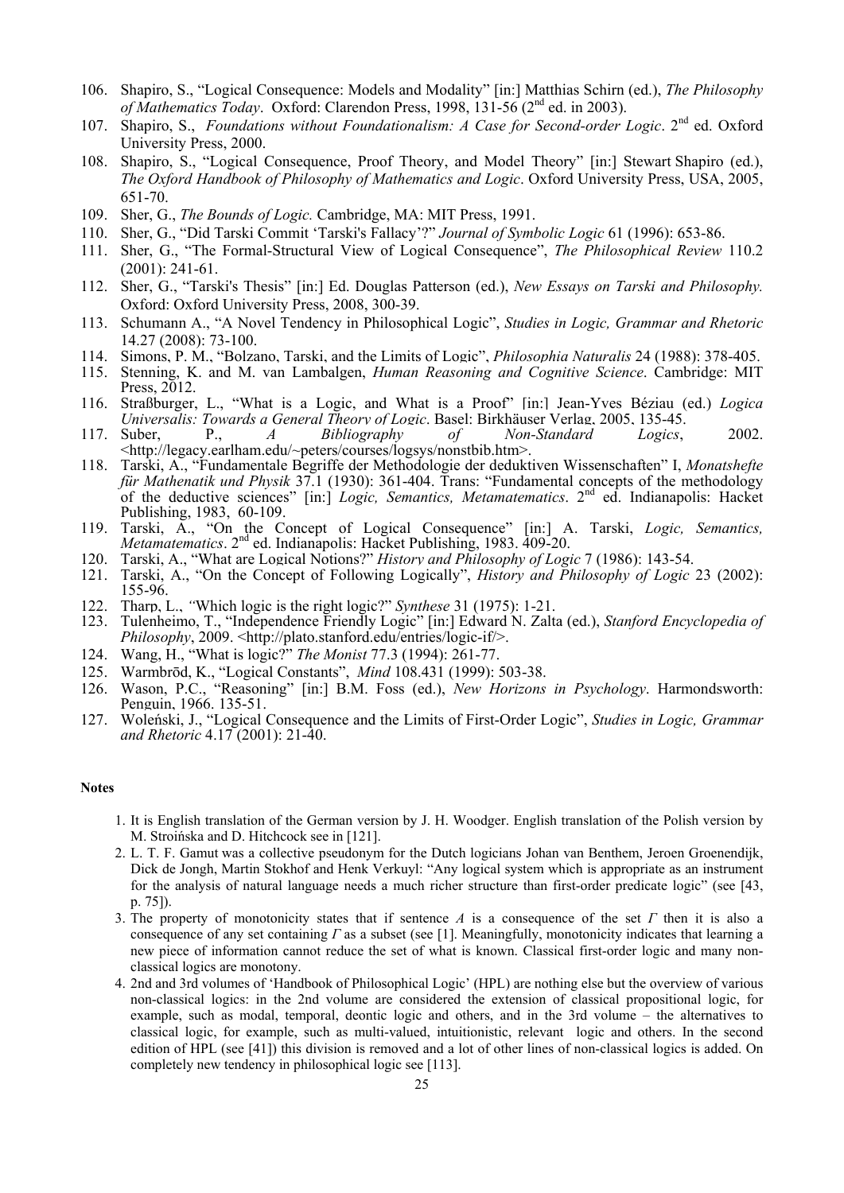106. Shapiro, S., "Logical Consequence: Models and Modality" [in:] Matthias Schirn (ed.), *The Philosophy of Mathematics Today*. Oxford: Clarendon Press, 1998, 131-56 (2nd ed. in 2003).
107. Shapiro, S., *Foundations without Foundationalism: A Case for Second-order Logic*. 2nd ed. Oxford University Press, 2000.
108. Shapiro, S., "Logical Consequence, Proof Theory, and Model Theory" [in:] Stewart Shapiro (ed.), *The Oxford Handbook of Philosophy of Mathematics and Logic*. Oxford University Press, USA, 2005, 651-70.
109. Sher, G., *The Bounds of Logic.* Cambridge, MA: MIT Press, 1991.
110. Sher, G., "Did Tarski Commit 'Tarski's Fallacy'?" *Journal of Symbolic Logic* 61 (1996): 653-86.
111. Sher, G., "The Formal-Structural View of Logical Consequence", *The Philosophical Review* 110.2 (2001): 241-61.
112. Sher, G., "Tarski's Thesis" [in:] Ed. Douglas Patterson (ed.), *New Essays on Tarski and Philosophy.* Oxford: Oxford University Press, 2008, 300-39.
113. Schumann A., "A Novel Tendency in Philosophical Logic", *Studies in Logic, Grammar and Rhetoric* 14.27 (2008): 73-100.
114. Simons, P. M., "Bolzano, Tarski, and the Limits of Logic", *Philosophia Naturalis* 24 (1988): 378-405.
115. Stenning, K. and M. van Lambalgen, *Human Reasoning and Cognitive Science*. Cambridge: MIT Press, 2012.
116. Straßburger, L., "What is a Logic, and What is a Proof" [in:] Jean-Yves Béziau (ed.) *Logica Universalis: Towards a General Theory of Logic*. Basel: Birkhäuser Verlag, 2005, 135-45.
117. Suber, P., *A Bibliography of Non-Standard Logics*, 2002. <http://legacy.earlham.edu/~peters/courses/logsys/nonstbib.htm>.
118. Tarski, A., "Fundamentale Begriffe der Methodologie der deduktiven Wissenschaften" I, *Monatshefte für Mathenatik und Physik* 37.1 (1930): 361-404. Trans: "Fundamental concepts of the methodology of the deductive sciences" [in:] *Logic, Semantics, Metamatematics*. 2nd ed. Indianapolis: Hacket Publishing, 1983, 60-109.
119. Tarski, A., "On the Concept of Logical Consequence" [in:] A. Tarski, *Logic, Semantics, Metamatematics*. 2nd ed. Indianapolis: Hacket Publishing, 1983. 409-20.
120. Tarski, A., "What are Logical Notions?" *History and Philosophy of Logic* 7 (1986): 143-54.
121. Tarski, A., "On the Concept of Following Logically", *History and Philosophy of Logic* 23 (2002): 155-96.
122. Tharp, L., "Which logic is the right logic?" *Synthese* 31 (1975): 1-21.
123. Tulenheimo, T., "Independence Friendly Logic" [in:] Edward N. Zalta (ed.), *Stanford Encyclopedia of Philosophy*, 2009. <http://plato.stanford.edu/entries/logic-if/>.
124. Wang, H., "What is logic?" *The Monist* 77.3 (1994): 261-77.
125. Warmbrōd, K., "Logical Constants", *Mind* 108.431 (1999): 503-38.
126. Wason, P.C., "Reasoning" [in:] B.M. Foss (ed.), *New Horizons in Psychology*. Harmondsworth: Penguin, 1966. 135-51.
127. Woleński, J., "Logical Consequence and the Limits of First-Order Logic", *Studies in Logic, Grammar and Rhetoric* 4.17 (2001): 21-40.

**Notes**

1. It is English translation of the German version by J. H. Woodger. English translation of the Polish version by M. Stroińska and D. Hitchcock see in [121].
2. L. T. F. Gamut was a collective pseudonym for the Dutch logicians Johan van Benthem, Jeroen Groenendijk, Dick de Jongh, Martin Stokhof and Henk Verkuyl: "Any logical system which is appropriate as an instrument for the analysis of natural language needs a much richer structure than first-order predicate logic" (see [43, p. 75]).
3. The property of monotonicity states that if sentence $A$ is a consequence of the set $\Gamma$ then it is also a consequence of any set containing $\Gamma$ as a subset (see [1]. Meaningfully, monotonicity indicates that learning a new piece of information cannot reduce the set of what is known. Classical first-order logic and many non-classical logics are monotony.
4. 2nd and 3rd volumes of 'Handbook of Philosophical Logic' (HPL) are nothing else but the overview of various non-classical logics: in the 2nd volume are considered the extension of classical propositional logic, for example, such as modal, temporal, deontic logic and others, and in the 3rd volume – the alternatives to classical logic, for example, such as multi-valued, intuitionistic, relevant logic and others. In the second edition of HPL (see [41]) this division is removed and a lot of other lines of non-classical logics is added. On completely new tendency in philosophical logic see [113].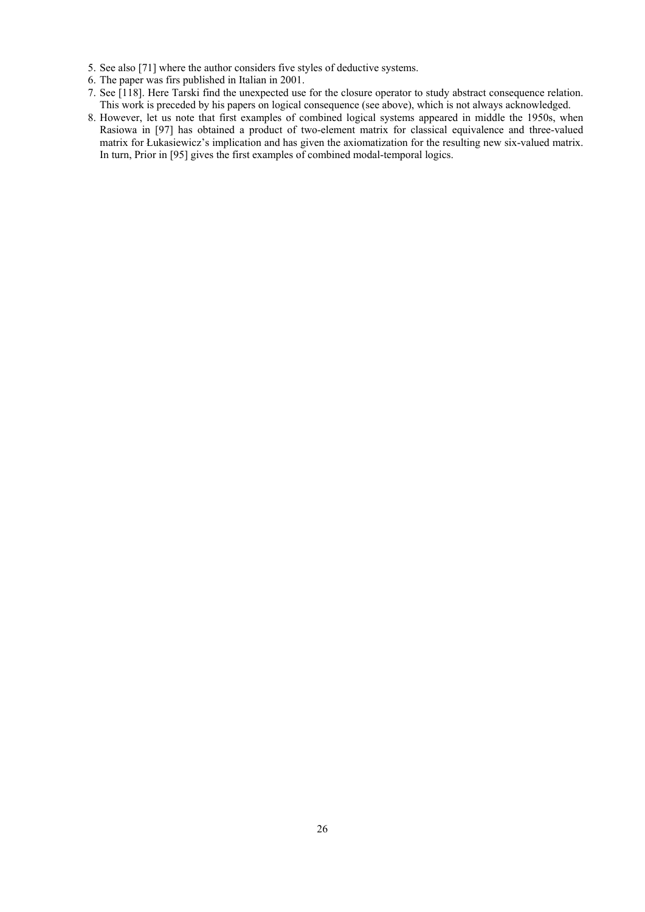5. See also [71] where the author considers five styles of deductive systems.
6. The paper was firs published in Italian in 2001.
7. See [118]. Here Tarski find the unexpected use for the closure operator to study abstract consequence relation. This work is preceded by his papers on logical consequence (see above), which is not always acknowledged.
8. However, let us note that first examples of combined logical systems appeared in middle the 1950s, when Rasiowa in [97] has obtained a product of two-element matrix for classical equivalence and three-valued matrix for Łukasiewicz's implication and has given the axiomatization for the resulting new six-valued matrix. In turn, Prior in [95] gives the first examples of combined modal-temporal logics.